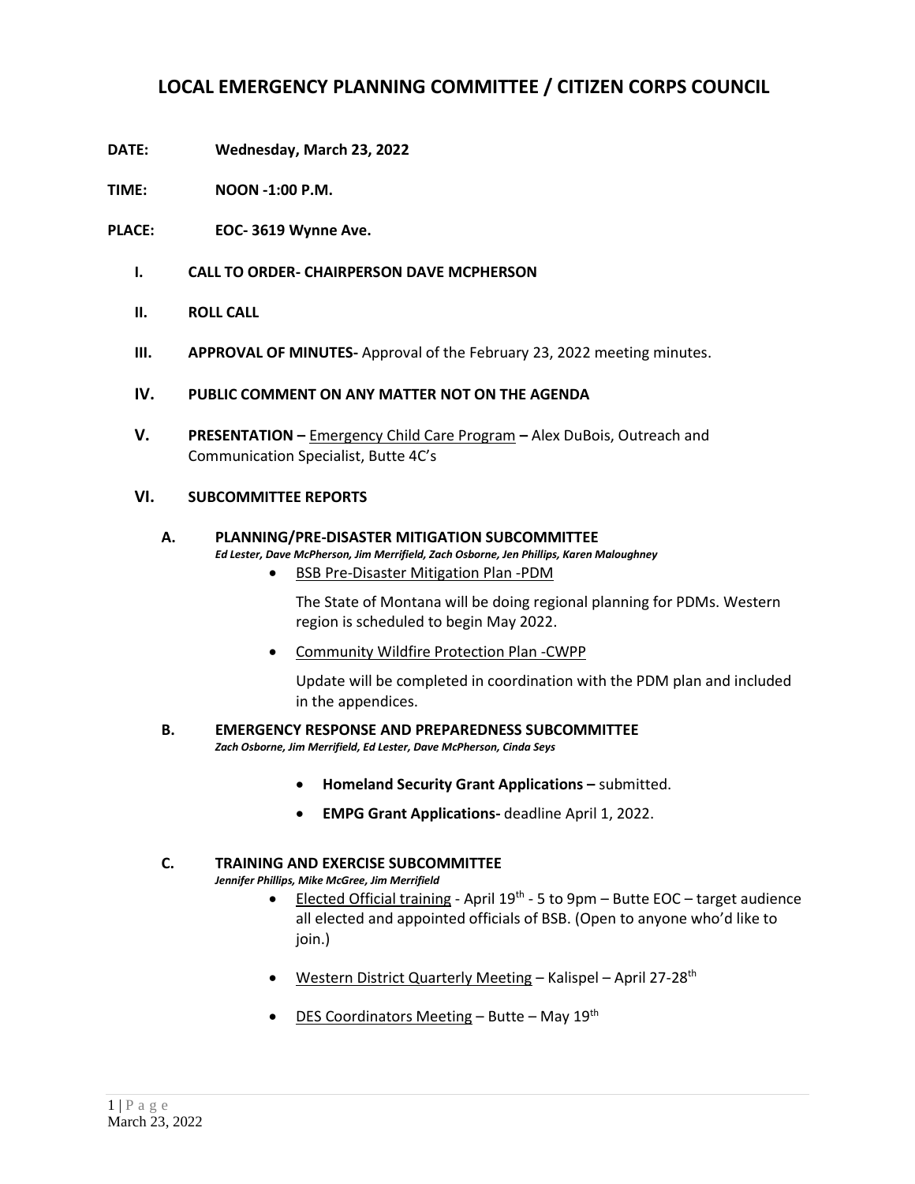# LOCAL EMERGENCY PLANNING COMMITTEE / CITIZEN CORPS COUNCIL

**DATE:** **Wednesday, March 23, 2022**

**TIME:** **NOON -1:00 P.M.**

**PLACE:** **EOC- 3619 Wynne Ave.**

**I. CALL TO ORDER- CHAIRPERSON DAVE MCPHERSON**

**II. ROLL CALL**

**III. APPROVAL OF MINUTES-** Approval of the February 23, 2022 meeting minutes.

**IV. PUBLIC COMMENT ON ANY MATTER NOT ON THE AGENDA**

**V. PRESENTATION –** Emergency Child Care Program **–** Alex DuBois, Outreach and Communication Specialist, Butte 4C's

**VI. SUBCOMMITTEE REPORTS**

**A. PLANNING/PRE-DISASTER MITIGATION SUBCOMMITTEE**

***Ed Lester, Dave McPherson, Jim Merrifield, Zach Osborne, Jen Phillips, Karen Maloughney***

- BSB Pre-Disaster Mitigation Plan -PDM

  The State of Montana will be doing regional planning for PDMs. Western region is scheduled to begin May 2022.

- Community Wildfire Protection Plan -CWPP

  Update will be completed in coordination with the PDM plan and included in the appendices.

**B. EMERGENCY RESPONSE AND PREPAREDNESS SUBCOMMITTEE**

***Zach Osborne, Jim Merrifield, Ed Lester, Dave McPherson, Cinda Seys***

- **Homeland Security Grant Applications –** submitted.
- **EMPG Grant Applications-** deadline April 1, 2022.

**C. TRAINING AND EXERCISE SUBCOMMITTEE**

***Jennifer Phillips, Mike McGree, Jim Merrifield***

- Elected Official training - April 19th - 5 to 9pm – Butte EOC – target audience all elected and appointed officials of BSB. (Open to anyone who'd like to join.)

- Western District Quarterly Meeting – Kalispel – April 27-28th

- DES Coordinators Meeting – Butte – May 19th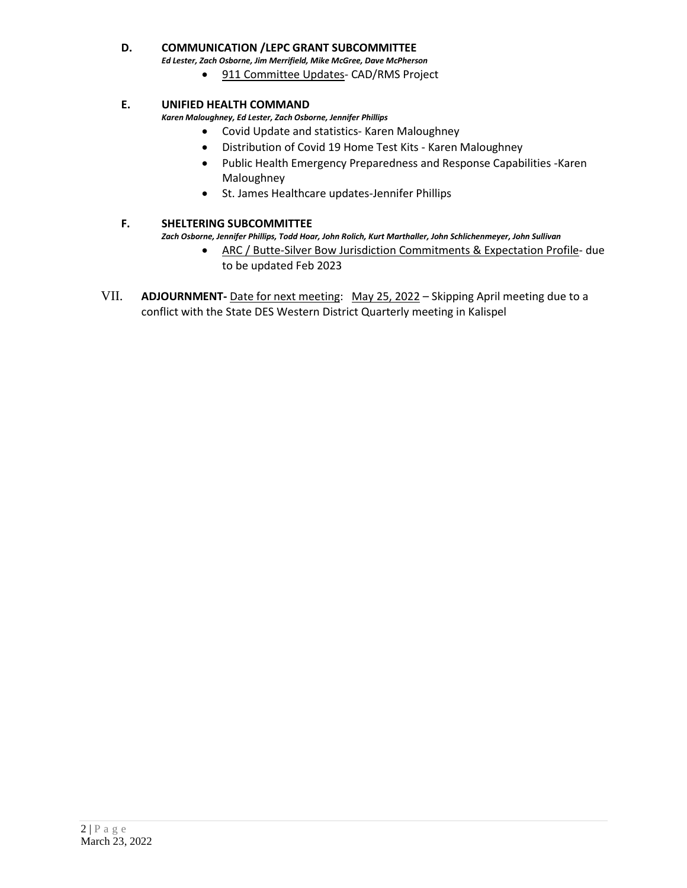### D. COMMUNICATION /LEPC GRANT SUBCOMMITTEE

***Ed Lester, Zach Osborne, Jim Merrifield, Mike McGree, Dave McPherson***

- 911 Committee Updates- CAD/RMS Project

### E. UNIFIED HEALTH COMMAND

***Karen Maloughney, Ed Lester, Zach Osborne, Jennifer Phillips***

- Covid Update and statistics- Karen Maloughney
- Distribution of Covid 19 Home Test Kits - Karen Maloughney
- Public Health Emergency Preparedness and Response Capabilities -Karen Maloughney
- St. James Healthcare updates-Jennifer Phillips

### F. SHELTERING SUBCOMMITTEE

***Zach Osborne, Jennifer Phillips, Todd Hoar, John Rolich, Kurt Marthaller, John Schlichenmeyer, John Sullivan***

- ARC / Butte-Silver Bow Jurisdiction Commitments & Expectation Profile- due to be updated Feb 2023

VII. **ADJOURNMENT-** Date for next meeting: May 25, 2022 – Skipping April meeting due to a conflict with the State DES Western District Quarterly meeting in Kalispel